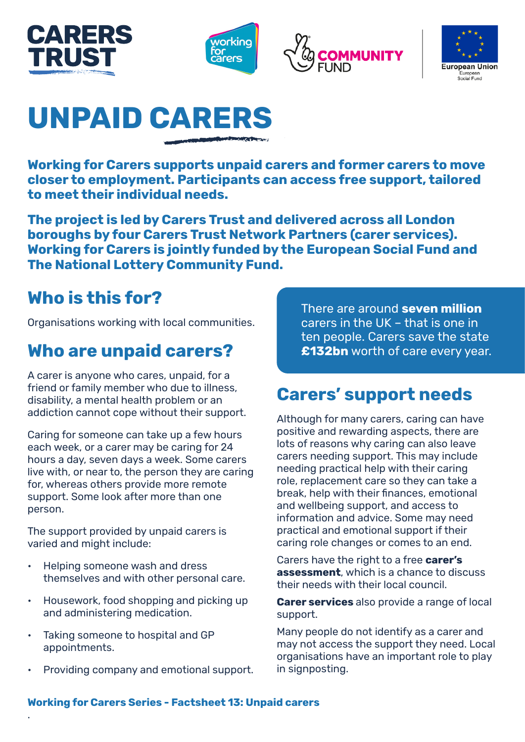# UNPAID CARERS

**Working for Carers supports unpaid carers and former carers to move closer to employment. Participants can access free support, tailored to meet their individual needs.**

**The project is led by Carers Trust and delivered across all London boroughs by four Carers Trust Network Partners (carer services). Working for Carers is jointly funded by the European Social Fund and The National Lottery Community Fund.**

## Who is this for?

Organisations working with local communities.

## Who are unpaid carers?

A carer is anyone who cares, unpaid, for a friend or family member who due to illness, disability, a mental health problem or an addiction cannot cope without their support.

Caring for someone can take up a few hours each week, or a carer may be caring for 24 hours a day, seven days a week. Some carers live with, or near to, the person they are caring for, whereas others provide more remote support. Some look after more than one person.

The support provided by unpaid carers is varied and might include:

- Helping someone wash and dress themselves and with other personal care.
- Housework, food shopping and picking up and administering medication.
- Taking someone to hospital and GP appointments.
- Providing company and emotional support.

There are around **seven million** carers in the UK – that is one in ten people. Carers save the state **£132bn** worth of care every year.

## Carers' support needs

Although for many carers, caring can have positive and rewarding aspects, there are lots of reasons why caring can also leave carers needing support. This may include needing practical help with their caring role, replacement care so they can take a break, help with their finances, emotional and wellbeing support, and access to information and advice. Some may need practical and emotional support if their caring role changes or comes to an end.

Carers have the right to a free **carer's assessment**, which is a chance to discuss their needs with their local council.

**Carer services** also provide a range of local support.

Many people do not identify as a carer and may not access the support they need. Local organisations have an important role to play in signposting.

**Working for Carers Series - Factsheet 13: Unpaid carers**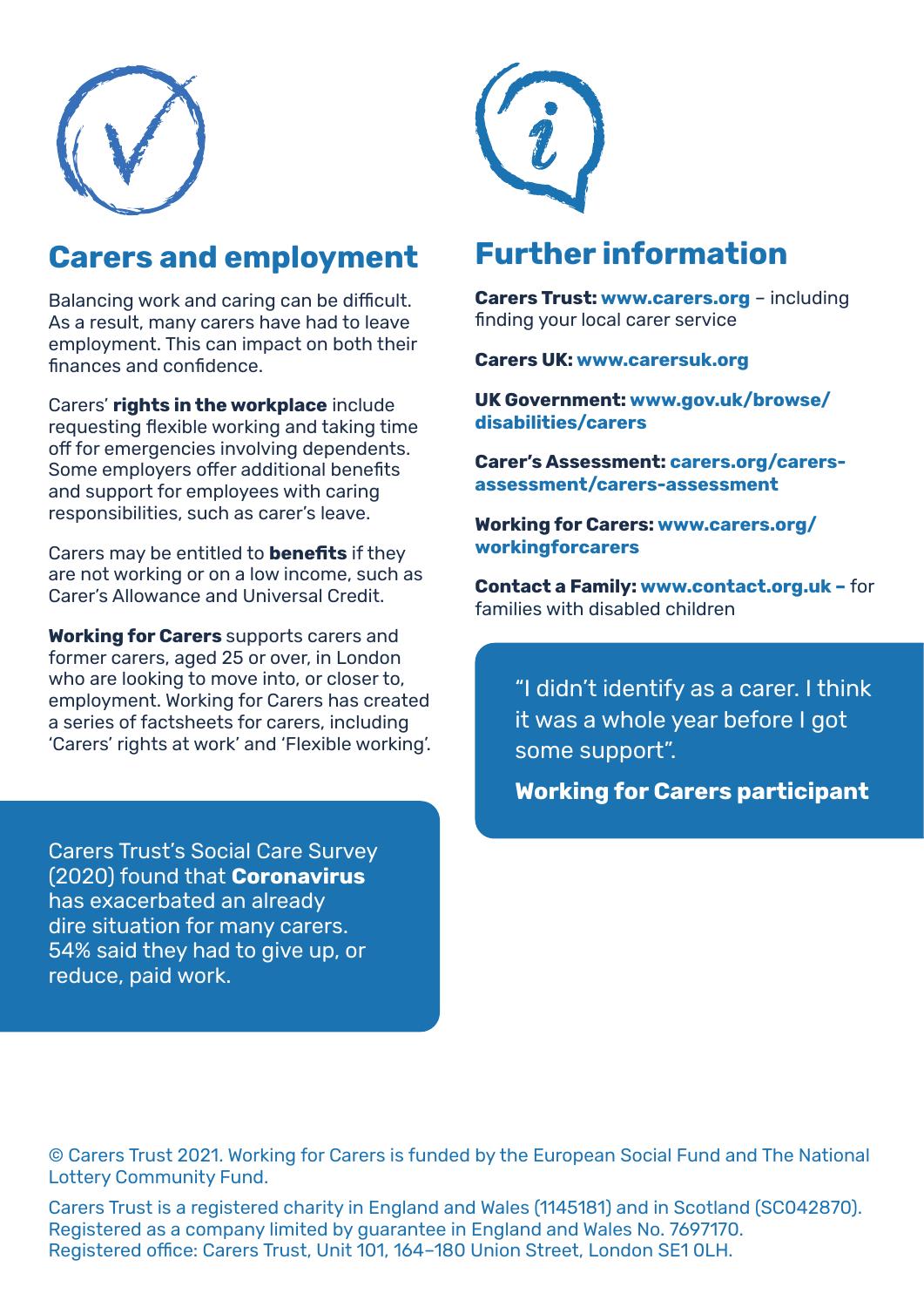## Carers and employment

Balancing work and caring can be difficult. As a result, many carers have had to leave employment. This can impact on both their finances and confidence.

Carers' **rights in the workplace** include requesting flexible working and taking time off for emergencies involving dependents. Some employers offer additional benefits and support for employees with caring responsibilities, such as carer's leave.

Carers may be entitled to **benefits** if they are not working or on a low income, such as Carer's Allowance and Universal Credit.

**Working for Carers** supports carers and former carers, aged 25 or over, in London who are looking to move into, or closer to, employment. Working for Carers has created a series of factsheets for carers, including 'Carers' rights at work' and 'Flexible working'.

Carers Trust's Social Care Survey (2020) found that **Coronavirus** has exacerbated an already dire situation for many carers. 54% said they had to give up, or reduce, paid work.

## Further information

**Carers Trust: www.carers.org** – including finding your local carer service

**Carers UK: www.carersuk.org**

**UK Government: www.gov.uk/browse/disabilities/carers**

**Carer's Assessment: carers.org/carers-assessment/carers-assessment**

**Working for Carers: www.carers.org/workingforcarers**

**Contact a Family: www.contact.org.uk –** for families with disabled children

"I didn't identify as a carer. I think it was a whole year before I got some support".

**Working for Carers participant**

© Carers Trust 2021. Working for Carers is funded by the European Social Fund and The National Lottery Community Fund.

Carers Trust is a registered charity in England and Wales (1145181) and in Scotland (SC042870). Registered as a company limited by guarantee in England and Wales No. 7697170. Registered office: Carers Trust, Unit 101, 164–180 Union Street, London SE1 0LH.